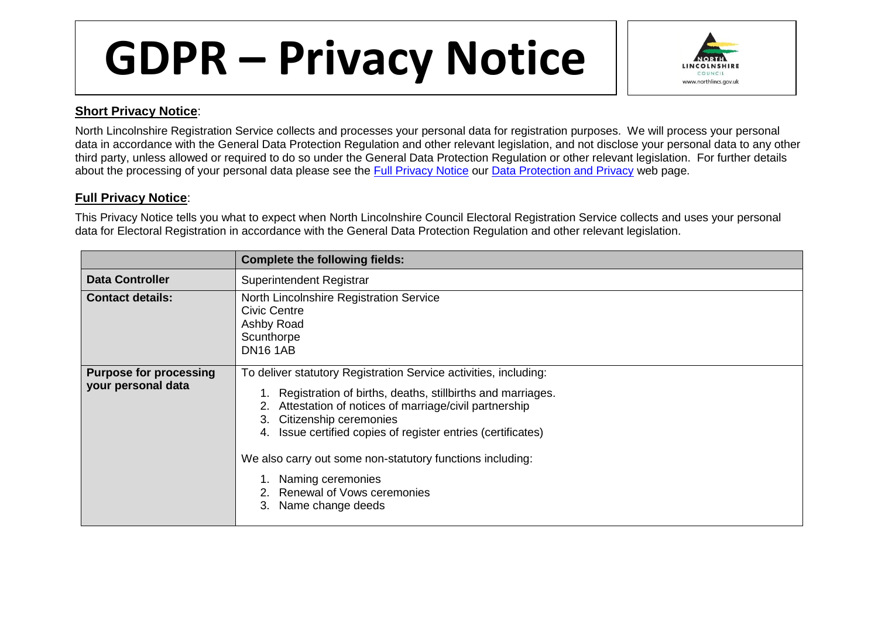# GDPR – Privacy Notice

**Short Privacy Notice**:

North Lincolnshire Registration Service collects and processes your personal data for registration purposes. We will process your personal data in accordance with the General Data Protection Regulation and other relevant legislation, and not disclose your personal data to any other third party, unless allowed or required to do so under the General Data Protection Regulation or other relevant legislation. For further details about the processing of your personal data please see the Full Privacy Notice our Data Protection and Privacy web page.

**Full Privacy Notice**:

This Privacy Notice tells you what to expect when North Lincolnshire Council Electoral Registration Service collects and uses your personal data for Electoral Registration in accordance with the General Data Protection Regulation and other relevant legislation.

| | **Complete the following fields:** |
|---|---|
| **Data Controller** | Superintendent Registrar |
| **Contact details:** | North Lincolnshire Registration Service<br>Civic Centre<br>Ashby Road<br>Scunthorpe<br>DN16 1AB |
| **Purpose for processing your personal data** | To deliver statutory Registration Service activities, including:<br>1. Registration of births, deaths, stillbirths and marriages.<br>2. Attestation of notices of marriage/civil partnership<br>3. Citizenship ceremonies<br>4. Issue certified copies of register entries (certificates)<br><br>We also carry out some non-statutory functions including:<br>1. Naming ceremonies<br>2. Renewal of Vows ceremonies<br>3. Name change deeds |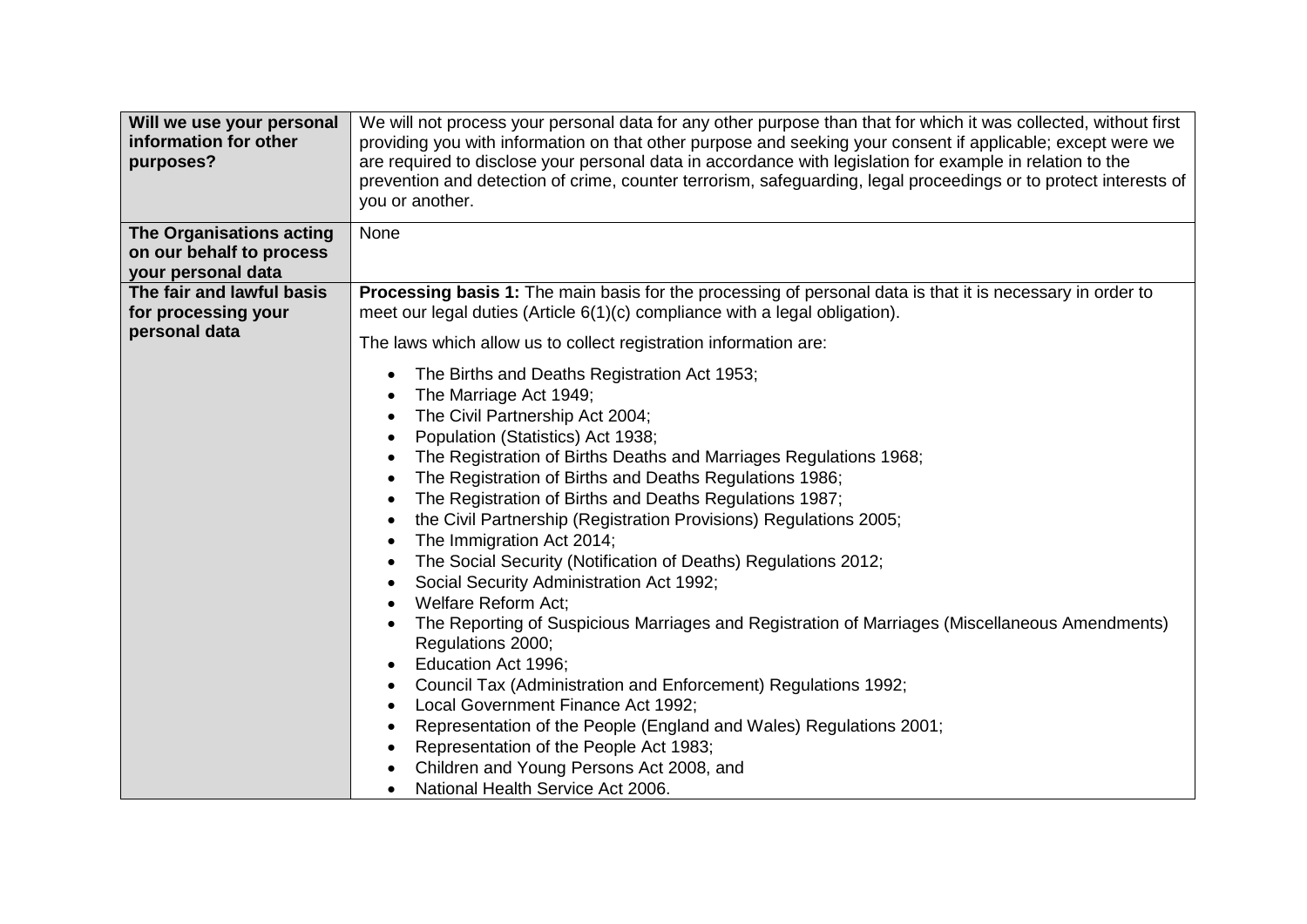| | |
|---|---|
| **Will we use your personal information for other purposes?** | We will not process your personal data for any other purpose than that for which it was collected, without first providing you with information on that other purpose and seeking your consent if applicable; except were we are required to disclose your personal data in accordance with legislation for example in relation to the prevention and detection of crime, counter terrorism, safeguarding, legal proceedings or to protect interests of you or another. |
| **The Organisations acting on our behalf to process your personal data** | None |
| **The fair and lawful basis for processing your personal data** | **Processing basis 1:** The main basis for the processing of personal data is that it is necessary in order to meet our legal duties (Article 6(1)(c) compliance with a legal obligation).<br><br>The laws which allow us to collect registration information are:<br><br>• The Births and Deaths Registration Act 1953;<br>• The Marriage Act 1949;<br>• The Civil Partnership Act 2004;<br>• Population (Statistics) Act 1938;<br>• The Registration of Births Deaths and Marriages Regulations 1968;<br>• The Registration of Births and Deaths Regulations 1986;<br>• The Registration of Births and Deaths Regulations 1987;<br>• the Civil Partnership (Registration Provisions) Regulations 2005;<br>• The Immigration Act 2014;<br>• The Social Security (Notification of Deaths) Regulations 2012;<br>• Social Security Administration Act 1992;<br>• Welfare Reform Act;<br>• The Reporting of Suspicious Marriages and Registration of Marriages (Miscellaneous Amendments) Regulations 2000;<br>• Education Act 1996;<br>• Council Tax (Administration and Enforcement) Regulations 1992;<br>• Local Government Finance Act 1992;<br>• Representation of the People (England and Wales) Regulations 2001;<br>• Representation of the People Act 1983;<br>• Children and Young Persons Act 2008, and<br>• National Health Service Act 2006. |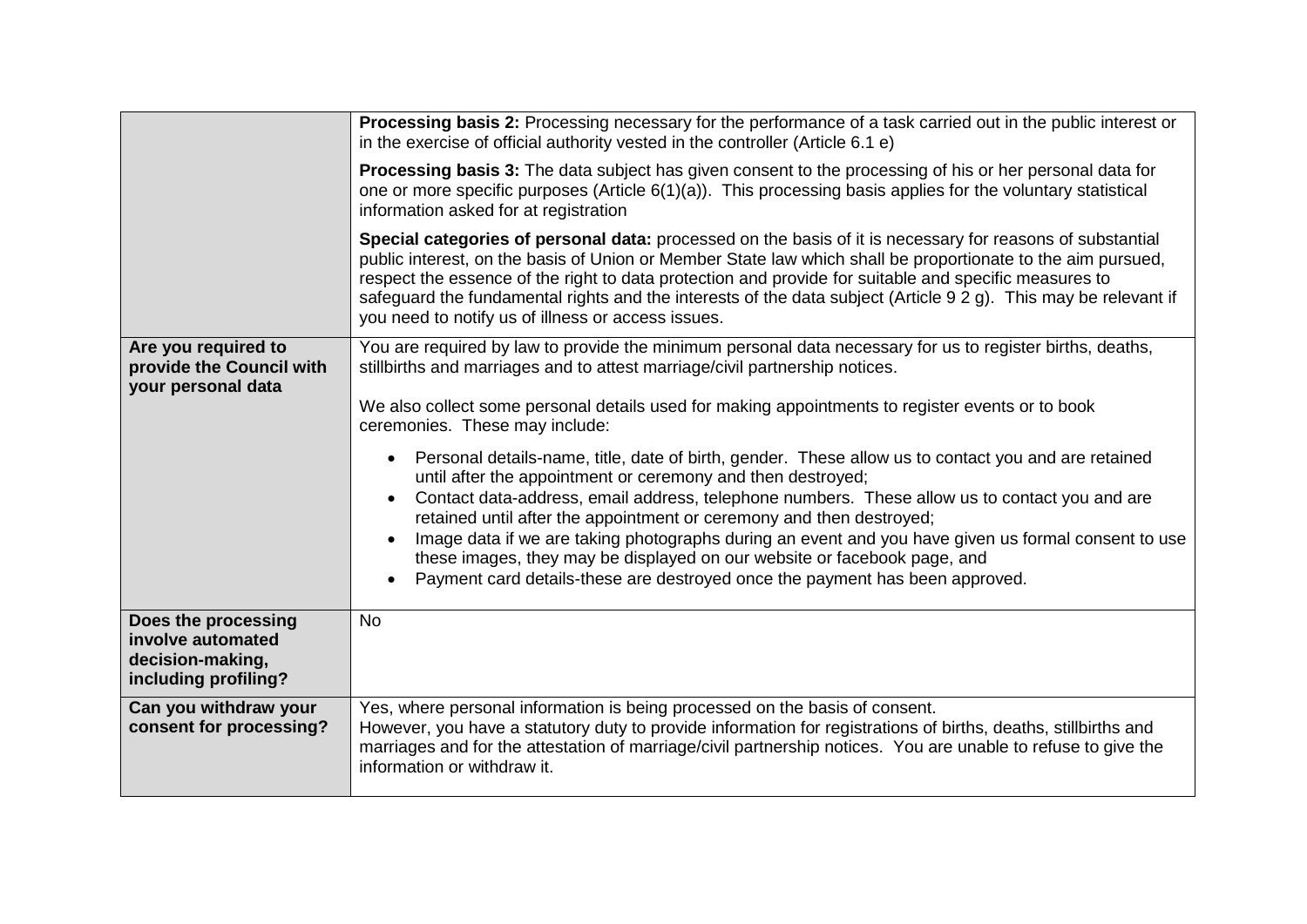| | |
|---|---|
| | **Processing basis 2:** Processing necessary for the performance of a task carried out in the public interest or in the exercise of official authority vested in the controller (Article 6.1 e)<br><br>**Processing basis 3:** The data subject has given consent to the processing of his or her personal data for one or more specific purposes (Article 6(1)(a)). This processing basis applies for the voluntary statistical information asked for at registration<br><br>**Special categories of personal data:** processed on the basis of it is necessary for reasons of substantial public interest, on the basis of Union or Member State law which shall be proportionate to the aim pursued, respect the essence of the right to data protection and provide for suitable and specific measures to safeguard the fundamental rights and the interests of the data subject (Article 9 2 g). This may be relevant if you need to notify us of illness or access issues. |
| **Are you required to provide the Council with your personal data** | You are required by law to provide the minimum personal data necessary for us to register births, deaths, stillbirths and marriages and to attest marriage/civil partnership notices.<br><br>We also collect some personal details used for making appointments to register events or to book ceremonies. These may include:<br><br>• Personal details-name, title, date of birth, gender. These allow us to contact you and are retained until after the appointment or ceremony and then destroyed;<br>• Contact data-address, email address, telephone numbers. These allow us to contact you and are retained until after the appointment or ceremony and then destroyed;<br>• Image data if we are taking photographs during an event and you have given us formal consent to use these images, they may be displayed on our website or facebook page, and<br>• Payment card details-these are destroyed once the payment has been approved. |
| **Does the processing involve automated decision-making, including profiling?** | No |
| **Can you withdraw your consent for processing?** | Yes, where personal information is being processed on the basis of consent.<br>However, you have a statutory duty to provide information for registrations of births, deaths, stillbirths and marriages and for the attestation of marriage/civil partnership notices. You are unable to refuse to give the information or withdraw it. |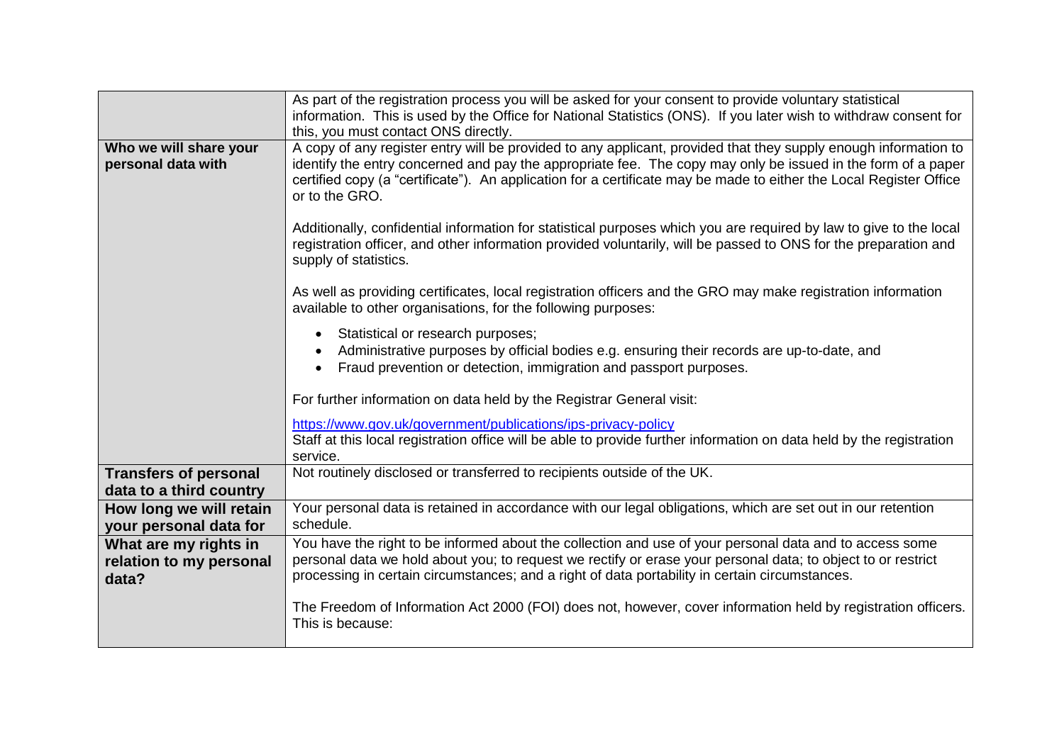| | |
|---|---|
| | As part of the registration process you will be asked for your consent to provide voluntary statistical information. This is used by the Office for National Statistics (ONS). If you later wish to withdraw consent for this, you must contact ONS directly. |
| **Who we will share your personal data with** | A copy of any register entry will be provided to any applicant, provided that they supply enough information to identify the entry concerned and pay the appropriate fee. The copy may only be issued in the form of a paper certified copy (a "certificate"). An application for a certificate may be made to either the Local Register Office or to the GRO.<br><br>Additionally, confidential information for statistical purposes which you are required by law to give to the local registration officer, and other information provided voluntarily, will be passed to ONS for the preparation and supply of statistics.<br><br>As well as providing certificates, local registration officers and the GRO may make registration information available to other organisations, for the following purposes:<br><br>• Statistical or research purposes;<br>• Administrative purposes by official bodies e.g. ensuring their records are up-to-date, and<br>• Fraud prevention or detection, immigration and passport purposes.<br><br>For further information on data held by the Registrar General visit:<br><br>https://www.gov.uk/government/publications/ips-privacy-policy<br>Staff at this local registration office will be able to provide further information on data held by the registration service. |
| **Transfers of personal data to a third country** | Not routinely disclosed or transferred to recipients outside of the UK. |
| **How long we will retain your personal data for** | Your personal data is retained in accordance with our legal obligations, which are set out in our retention schedule. |
| **What are my rights in relation to my personal data?** | You have the right to be informed about the collection and use of your personal data and to access some personal data we hold about you; to request we rectify or erase your personal data; to object to or restrict processing in certain circumstances; and a right of data portability in certain circumstances.<br><br>The Freedom of Information Act 2000 (FOI) does not, however, cover information held by registration officers. This is because: |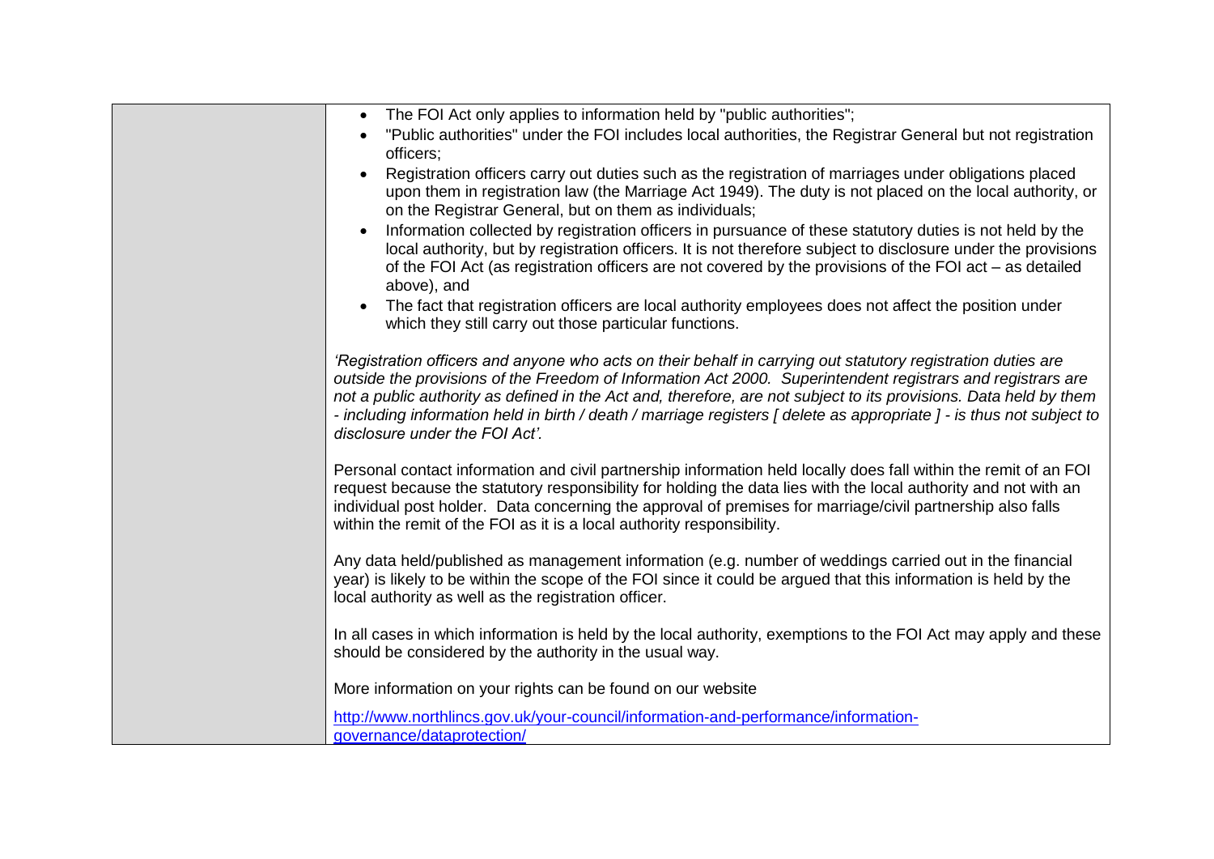| | |
|---|---|
| | • The FOI Act only applies to information held by "public authorities";<br>• "Public authorities" under the FOI includes local authorities, the Registrar General but not registration officers;<br>• Registration officers carry out duties such as the registration of marriages under obligations placed upon them in registration law (the Marriage Act 1949). The duty is not placed on the local authority, or on the Registrar General, but on them as individuals;<br>• Information collected by registration officers in pursuance of these statutory duties is not held by the local authority, but by registration officers. It is not therefore subject to disclosure under the provisions of the FOI Act (as registration officers are not covered by the provisions of the FOI act – as detailed above), and<br>• The fact that registration officers are local authority employees does not affect the position under which they still carry out those particular functions.<br><br>*'Registration officers and anyone who acts on their behalf in carrying out statutory registration duties are outside the provisions of the Freedom of Information Act 2000. Superintendent registrars and registrars are not a public authority as defined in the Act and, therefore, are not subject to its provisions. Data held by them - including information held in birth / death / marriage registers [ delete as appropriate ] - is thus not subject to disclosure under the FOI Act'.*<br><br>Personal contact information and civil partnership information held locally does fall within the remit of an FOI request because the statutory responsibility for holding the data lies with the local authority and not with an individual post holder. Data concerning the approval of premises for marriage/civil partnership also falls within the remit of the FOI as it is a local authority responsibility.<br><br>Any data held/published as management information (e.g. number of weddings carried out in the financial year) is likely to be within the scope of the FOI since it could be argued that this information is held by the local authority as well as the registration officer.<br><br>In all cases in which information is held by the local authority, exemptions to the FOI Act may apply and these should be considered by the authority in the usual way.<br><br>More information on your rights can be found on our website<br><br>[http://www.northlincs.gov.uk/your-council/information-and-performance/information-governance/dataprotection/](http://www.northlincs.gov.uk/your-council/information-and-performance/information-governance/dataprotection/) |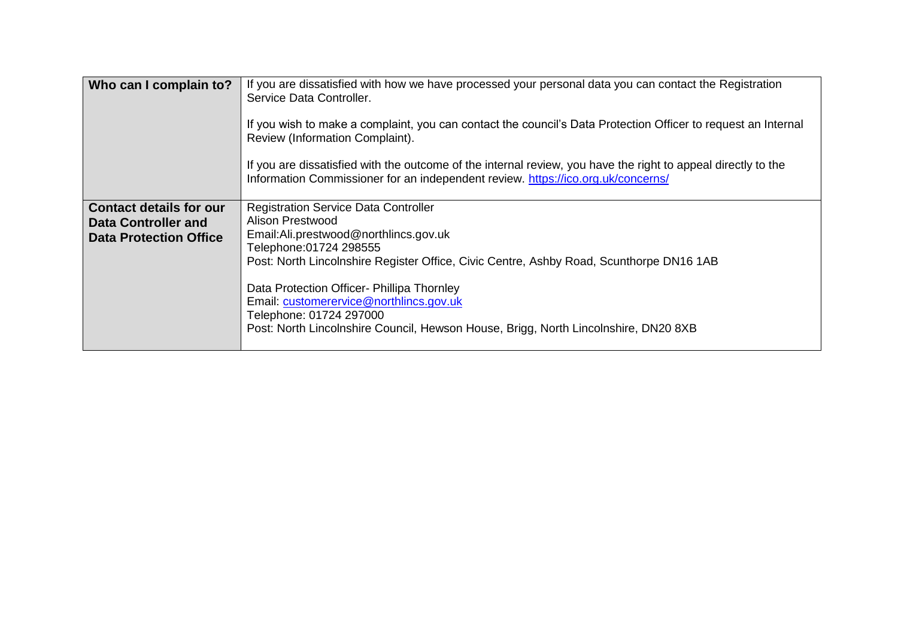| | |
|---|---|
| **Who can I complain to?** | If you are dissatisfied with how we have processed your personal data you can contact the Registration Service Data Controller.<br><br>If you wish to make a complaint, you can contact the council's Data Protection Officer to request an Internal Review (Information Complaint).<br><br>If you are dissatisfied with the outcome of the internal review, you have the right to appeal directly to the Information Commissioner for an independent review. https://ico.org.uk/concerns/ |
| **Contact details for our Data Controller and Data Protection Office** | Registration Service Data Controller<br>Alison Prestwood<br>Email:Ali.prestwood@northlincs.gov.uk<br>Telephone:01724 298555<br>Post: North Lincolnshire Register Office, Civic Centre, Ashby Road, Scunthorpe DN16 1AB<br><br>Data Protection Officer- Phillipa Thornley<br>Email: customerervice@northlincs.gov.uk<br>Telephone: 01724 297000<br>Post: North Lincolnshire Council, Hewson House, Brigg, North Lincolnshire, DN20 8XB |